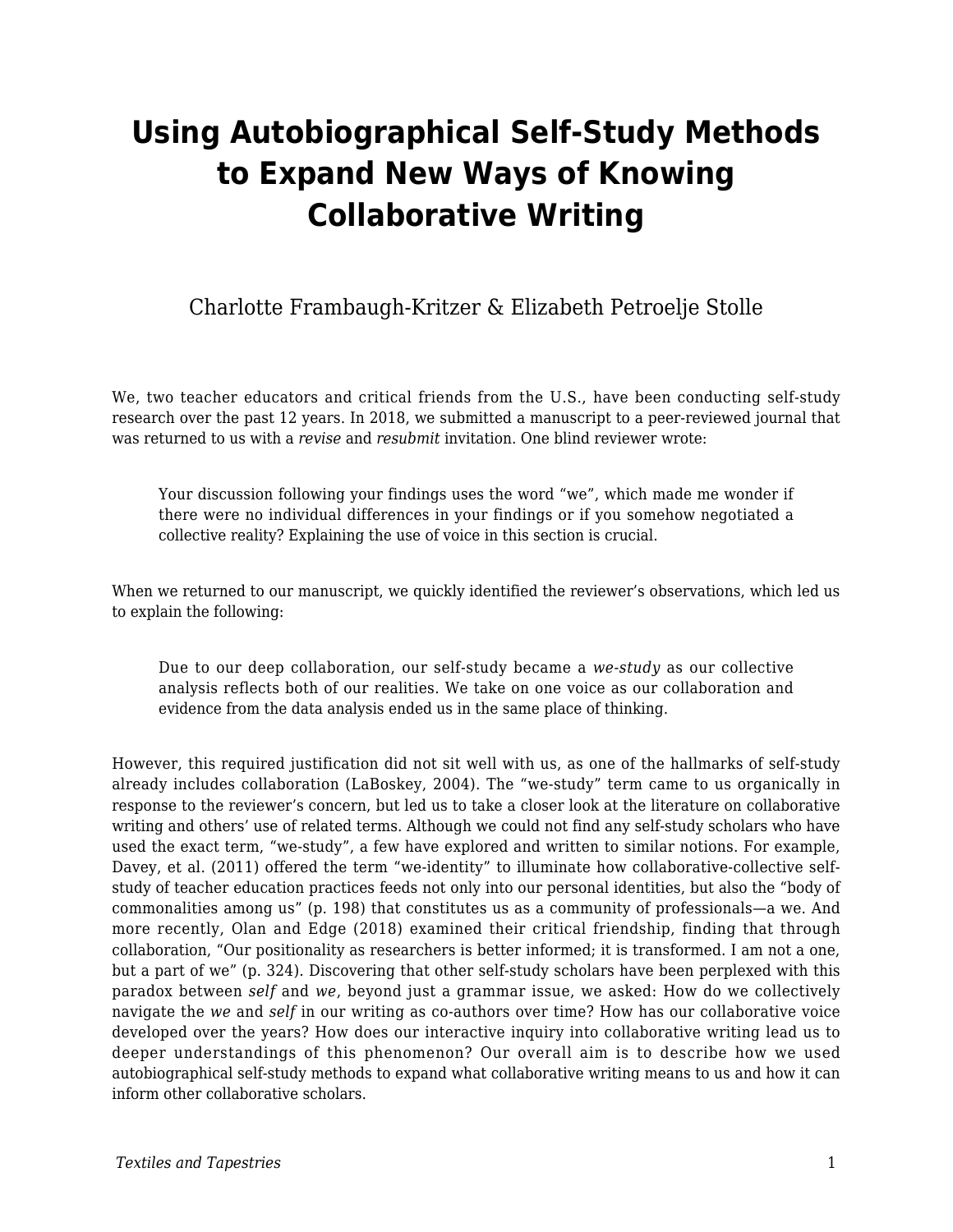# Using Autobiographical Self-Study Methods to Expand New Ways of Knowing Collaborative Writing

Charlotte Frambaugh-Kritzer & Elizabeth Petroelje Stolle

We, two teacher educators and critical friends from the U.S., have been conducting self-study research over the past 12 years. In 2018, we submitted a manuscript to a peer-reviewed journal that was returned to us with a *revise* and *resubmit* invitation. One blind reviewer wrote:

> Your discussion following your findings uses the word "we", which made me wonder if there were no individual differences in your findings or if you somehow negotiated a collective reality? Explaining the use of voice in this section is crucial.

When we returned to our manuscript, we quickly identified the reviewer's observations, which led us to explain the following:

> Due to our deep collaboration, our self-study became a *we-study* as our collective analysis reflects both of our realities. We take on one voice as our collaboration and evidence from the data analysis ended us in the same place of thinking.

However, this required justification did not sit well with us, as one of the hallmarks of self-study already includes collaboration (LaBoskey, 2004). The "we-study" term came to us organically in response to the reviewer's concern, but led us to take a closer look at the literature on collaborative writing and others' use of related terms. Although we could not find any self-study scholars who have used the exact term, "we-study", a few have explored and written to similar notions. For example, Davey, et al. (2011) offered the term "we-identity" to illuminate how collaborative-collective self-study of teacher education practices feeds not only into our personal identities, but also the "body of commonalities among us" (p. 198) that constitutes us as a community of professionals—a we. And more recently, Olan and Edge (2018) examined their critical friendship, finding that through collaboration, "Our positionality as researchers is better informed; it is transformed. I am not a one, but a part of we" (p. 324). Discovering that other self-study scholars have been perplexed with this paradox between *self* and *we*, beyond just a grammar issue, we asked: How do we collectively navigate the *we* and *self* in our writing as co-authors over time? How has our collaborative voice developed over the years? How does our interactive inquiry into collaborative writing lead us to deeper understandings of this phenomenon? Our overall aim is to describe how we used autobiographical self-study methods to expand what collaborative writing means to us and how it can inform other collaborative scholars.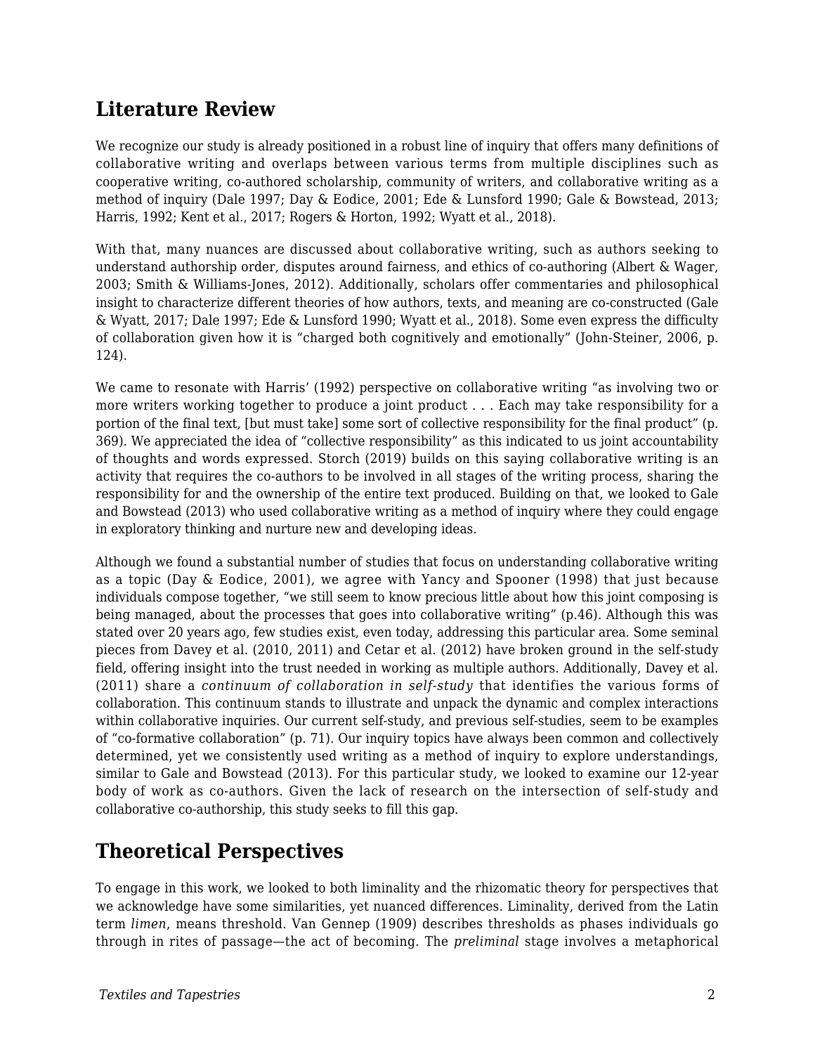## Literature Review

We recognize our study is already positioned in a robust line of inquiry that offers many definitions of collaborative writing and overlaps between various terms from multiple disciplines such as cooperative writing, co-authored scholarship, community of writers, and collaborative writing as a method of inquiry (Dale 1997; Day & Eodice, 2001; Ede & Lunsford 1990; Gale & Bowstead, 2013; Harris, 1992; Kent et al., 2017; Rogers & Horton, 1992; Wyatt et al., 2018).

With that, many nuances are discussed about collaborative writing, such as authors seeking to understand authorship order, disputes around fairness, and ethics of co-authoring (Albert & Wager, 2003; Smith & Williams-Jones, 2012). Additionally, scholars offer commentaries and philosophical insight to characterize different theories of how authors, texts, and meaning are co-constructed (Gale & Wyatt, 2017; Dale 1997; Ede & Lunsford 1990; Wyatt et al., 2018). Some even express the difficulty of collaboration given how it is "charged both cognitively and emotionally" (John-Steiner, 2006, p. 124).

We came to resonate with Harris' (1992) perspective on collaborative writing "as involving two or more writers working together to produce a joint product . . . Each may take responsibility for a portion of the final text, [but must take] some sort of collective responsibility for the final product" (p. 369). We appreciated the idea of "collective responsibility" as this indicated to us joint accountability of thoughts and words expressed. Storch (2019) builds on this saying collaborative writing is an activity that requires the co-authors to be involved in all stages of the writing process, sharing the responsibility for and the ownership of the entire text produced. Building on that, we looked to Gale and Bowstead (2013) who used collaborative writing as a method of inquiry where they could engage in exploratory thinking and nurture new and developing ideas.

Although we found a substantial number of studies that focus on understanding collaborative writing as a topic (Day & Eodice, 2001), we agree with Yancy and Spooner (1998) that just because individuals compose together, "we still seem to know precious little about how this joint composing is being managed, about the processes that goes into collaborative writing" (p.46). Although this was stated over 20 years ago, few studies exist, even today, addressing this particular area. Some seminal pieces from Davey et al. (2010, 2011) and Cetar et al. (2012) have broken ground in the self-study field, offering insight into the trust needed in working as multiple authors. Additionally, Davey et al. (2011) share a *continuum of collaboration in self-study* that identifies the various forms of collaboration. This continuum stands to illustrate and unpack the dynamic and complex interactions within collaborative inquiries. Our current self-study, and previous self-studies, seem to be examples of "co-formative collaboration" (p. 71). Our inquiry topics have always been common and collectively determined, yet we consistently used writing as a method of inquiry to explore understandings, similar to Gale and Bowstead (2013). For this particular study, we looked to examine our 12-year body of work as co-authors. Given the lack of research on the intersection of self-study and collaborative co-authorship, this study seeks to fill this gap.

## Theoretical Perspectives

To engage in this work, we looked to both liminality and the rhizomatic theory for perspectives that we acknowledge have some similarities, yet nuanced differences. Liminality, derived from the Latin term *limen*, means threshold. Van Gennep (1909) describes thresholds as phases individuals go through in rites of passage—the act of becoming. The *preliminal* stage involves a metaphorical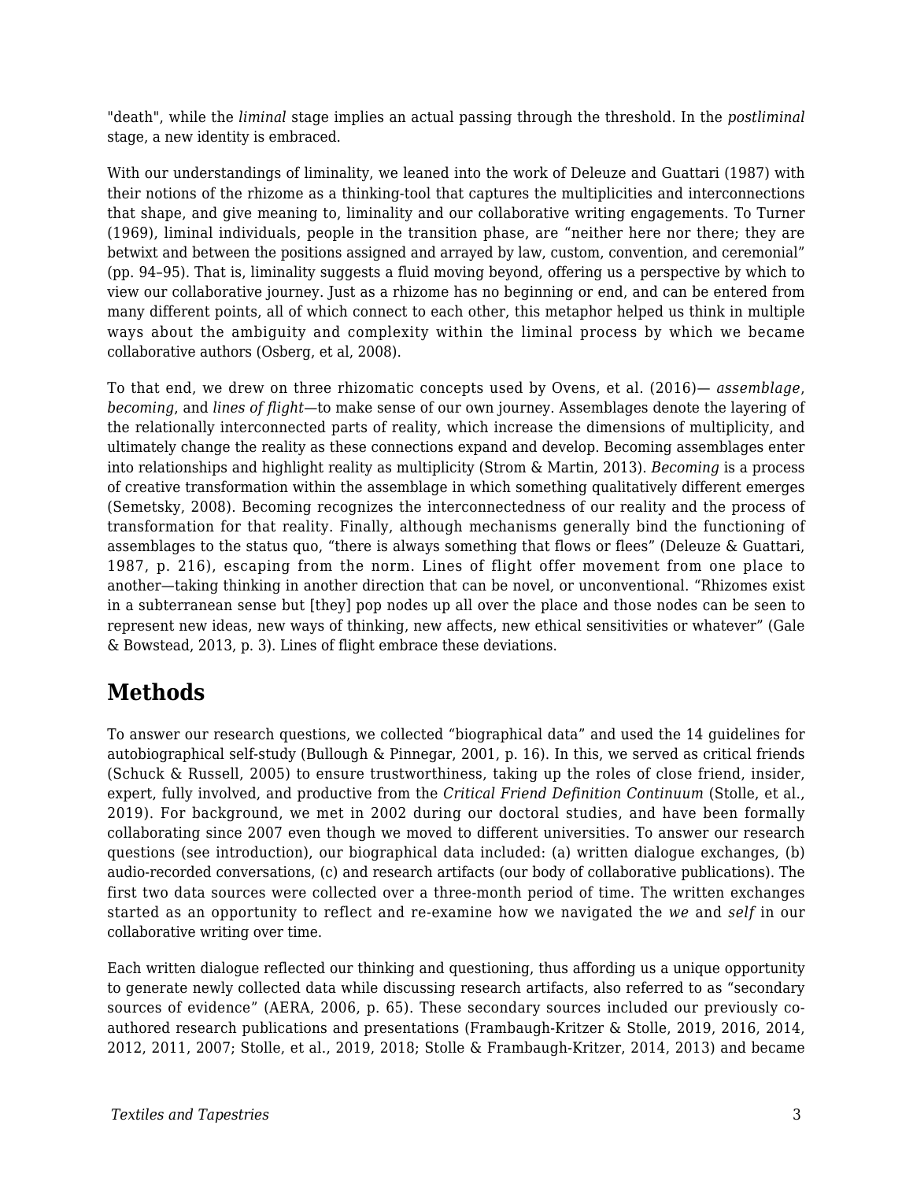"death", while the *liminal* stage implies an actual passing through the threshold. In the *postliminal* stage, a new identity is embraced.

With our understandings of liminality, we leaned into the work of Deleuze and Guattari (1987) with their notions of the rhizome as a thinking-tool that captures the multiplicities and interconnections that shape, and give meaning to, liminality and our collaborative writing engagements. To Turner (1969), liminal individuals, people in the transition phase, are "neither here nor there; they are betwixt and between the positions assigned and arrayed by law, custom, convention, and ceremonial" (pp. 94–95). That is, liminality suggests a fluid moving beyond, offering us a perspective by which to view our collaborative journey. Just as a rhizome has no beginning or end, and can be entered from many different points, all of which connect to each other, this metaphor helped us think in multiple ways about the ambiguity and complexity within the liminal process by which we became collaborative authors (Osberg, et al, 2008).

To that end, we drew on three rhizomatic concepts used by Ovens, et al. (2016)— *assemblage*, *becoming*, and *lines of flight*—to make sense of our own journey. Assemblages denote the layering of the relationally interconnected parts of reality, which increase the dimensions of multiplicity, and ultimately change the reality as these connections expand and develop. Becoming assemblages enter into relationships and highlight reality as multiplicity (Strom & Martin, 2013). *Becoming* is a process of creative transformation within the assemblage in which something qualitatively different emerges (Semetsky, 2008). Becoming recognizes the interconnectedness of our reality and the process of transformation for that reality. Finally, although mechanisms generally bind the functioning of assemblages to the status quo, "there is always something that flows or flees" (Deleuze & Guattari, 1987, p. 216), escaping from the norm. Lines of flight offer movement from one place to another—taking thinking in another direction that can be novel, or unconventional. "Rhizomes exist in a subterranean sense but [they] pop nodes up all over the place and those nodes can be seen to represent new ideas, new ways of thinking, new affects, new ethical sensitivities or whatever" (Gale & Bowstead, 2013, p. 3). Lines of flight embrace these deviations.

## Methods

To answer our research questions, we collected "biographical data" and used the 14 guidelines for autobiographical self-study (Bullough & Pinnegar, 2001, p. 16). In this, we served as critical friends (Schuck & Russell, 2005) to ensure trustworthiness, taking up the roles of close friend, insider, expert, fully involved, and productive from the *Critical Friend Definition Continuum* (Stolle, et al., 2019). For background, we met in 2002 during our doctoral studies, and have been formally collaborating since 2007 even though we moved to different universities. To answer our research questions (see introduction), our biographical data included: (a) written dialogue exchanges, (b) audio-recorded conversations, (c) and research artifacts (our body of collaborative publications). The first two data sources were collected over a three-month period of time. The written exchanges started as an opportunity to reflect and re-examine how we navigated the *we* and *self* in our collaborative writing over time.

Each written dialogue reflected our thinking and questioning, thus affording us a unique opportunity to generate newly collected data while discussing research artifacts, also referred to as "secondary sources of evidence" (AERA, 2006, p. 65). These secondary sources included our previously co-authored research publications and presentations (Frambaugh-Kritzer & Stolle, 2019, 2016, 2014, 2012, 2011, 2007; Stolle, et al., 2019, 2018; Stolle & Frambaugh-Kritzer, 2014, 2013) and became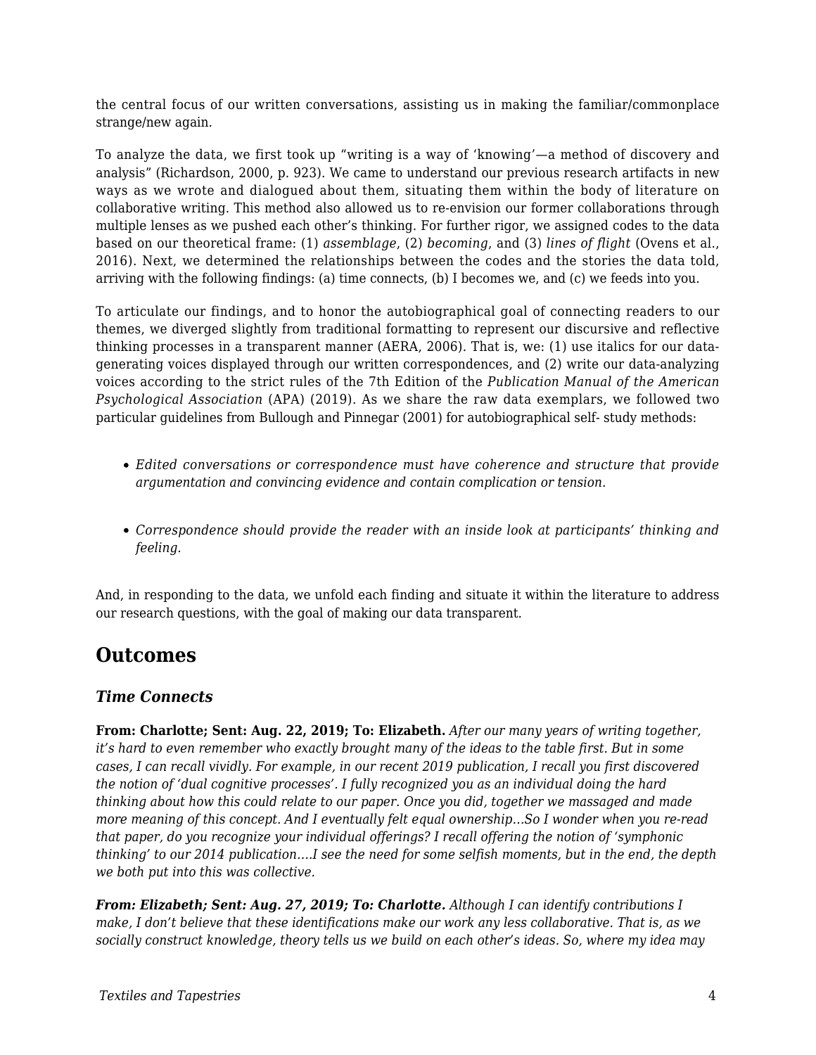the central focus of our written conversations, assisting us in making the familiar/commonplace strange/new again.

To analyze the data, we first took up "writing is a way of 'knowing'—a method of discovery and analysis" (Richardson, 2000, p. 923). We came to understand our previous research artifacts in new ways as we wrote and dialogued about them, situating them within the body of literature on collaborative writing. This method also allowed us to re-envision our former collaborations through multiple lenses as we pushed each other's thinking. For further rigor, we assigned codes to the data based on our theoretical frame: (1) *assemblage*, (2) *becoming*, and (3) *lines of flight* (Ovens et al., 2016). Next, we determined the relationships between the codes and the stories the data told, arriving with the following findings: (a) time connects, (b) I becomes we, and (c) we feeds into you.

To articulate our findings, and to honor the autobiographical goal of connecting readers to our themes, we diverged slightly from traditional formatting to represent our discursive and reflective thinking processes in a transparent manner (AERA, 2006). That is, we: (1) use italics for our data-generating voices displayed through our written correspondences, and (2) write our data-analyzing voices according to the strict rules of the 7th Edition of the *Publication Manual of the American Psychological Association* (APA) (2019). As we share the raw data exemplars, we followed two particular guidelines from Bullough and Pinnegar (2001) for autobiographical self- study methods:

- *Edited conversations or correspondence must have coherence and structure that provide argumentation and convincing evidence and contain complication or tension.*
- *Correspondence should provide the reader with an inside look at participants' thinking and feeling.*

And, in responding to the data, we unfold each finding and situate it within the literature to address our research questions, with the goal of making our data transparent.

## Outcomes

### *Time Connects*

**From: Charlotte; Sent: Aug. 22, 2019; To: Elizabeth.** *After our many years of writing together, it's hard to even remember who exactly brought many of the ideas to the table first. But in some cases, I can recall vividly. For example, in our recent 2019 publication, I recall you first discovered the notion of 'dual cognitive processes'. I fully recognized you as an individual doing the hard thinking about how this could relate to our paper. Once you did, together we massaged and made more meaning of this concept. And I eventually felt equal ownership…So I wonder when you re-read that paper, do you recognize your individual offerings? I recall offering the notion of 'symphonic thinking' to our 2014 publication….I see the need for some selfish moments, but in the end, the depth we both put into this was collective.*

***From: Elizabeth; Sent: Aug. 27, 2019; To: Charlotte.*** *Although I can identify contributions I make, I don't believe that these identifications make our work any less collaborative. That is, as we socially construct knowledge, theory tells us we build on each other's ideas. So, where my idea may*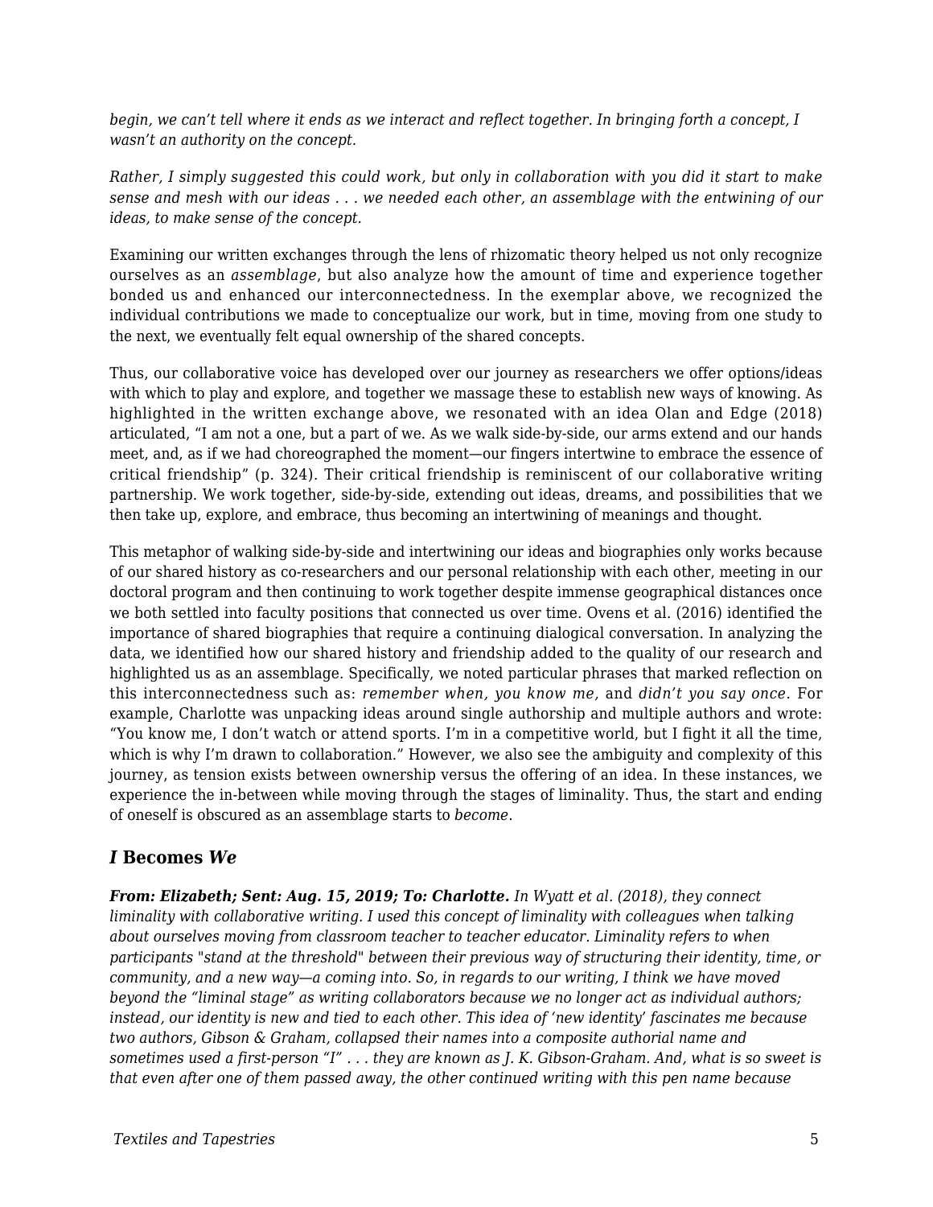*begin, we can't tell where it ends as we interact and reflect together. In bringing forth a concept, I wasn't an authority on the concept.*

*Rather, I simply suggested this could work, but only in collaboration with you did it start to make sense and mesh with our ideas . . . we needed each other, an assemblage with the entwining of our ideas, to make sense of the concept.*

Examining our written exchanges through the lens of rhizomatic theory helped us not only recognize ourselves as an *assemblage*, but also analyze how the amount of time and experience together bonded us and enhanced our interconnectedness. In the exemplar above, we recognized the individual contributions we made to conceptualize our work, but in time, moving from one study to the next, we eventually felt equal ownership of the shared concepts.

Thus, our collaborative voice has developed over our journey as researchers we offer options/ideas with which to play and explore, and together we massage these to establish new ways of knowing. As highlighted in the written exchange above, we resonated with an idea Olan and Edge (2018) articulated, "I am not a one, but a part of we. As we walk side-by-side, our arms extend and our hands meet, and, as if we had choreographed the moment—our fingers intertwine to embrace the essence of critical friendship" (p. 324). Their critical friendship is reminiscent of our collaborative writing partnership. We work together, side-by-side, extending out ideas, dreams, and possibilities that we then take up, explore, and embrace, thus becoming an intertwining of meanings and thought.

This metaphor of walking side-by-side and intertwining our ideas and biographies only works because of our shared history as co-researchers and our personal relationship with each other, meeting in our doctoral program and then continuing to work together despite immense geographical distances once we both settled into faculty positions that connected us over time. Ovens et al. (2016) identified the importance of shared biographies that require a continuing dialogical conversation. In analyzing the data, we identified how our shared history and friendship added to the quality of our research and highlighted us as an assemblage. Specifically, we noted particular phrases that marked reflection on this interconnectedness such as: *remember when, you know me,* and *didn't you say once*. For example, Charlotte was unpacking ideas around single authorship and multiple authors and wrote: "You know me, I don't watch or attend sports. I'm in a competitive world, but I fight it all the time, which is why I'm drawn to collaboration." However, we also see the ambiguity and complexity of this journey, as tension exists between ownership versus the offering of an idea. In these instances, we experience the in-between while moving through the stages of liminality. Thus, the start and ending of oneself is obscured as an assemblage starts to *become*.

## *I* Becomes *We*

***From: Elizabeth; Sent: Aug. 15, 2019; To: Charlotte.*** *In Wyatt et al. (2018), they connect liminality with collaborative writing. I used this concept of liminality with colleagues when talking about ourselves moving from classroom teacher to teacher educator. Liminality refers to when participants "stand at the threshold" between their previous way of structuring their identity, time, or community, and a new way—a coming into. So, in regards to our writing, I think we have moved beyond the "liminal stage" as writing collaborators because we no longer act as individual authors; instead, our identity is new and tied to each other. This idea of 'new identity' fascinates me because two authors, Gibson & Graham, collapsed their names into a composite authorial name and sometimes used a first-person "I" . . . they are known as J. K. Gibson-Graham. And, what is so sweet is that even after one of them passed away, the other continued writing with this pen name because*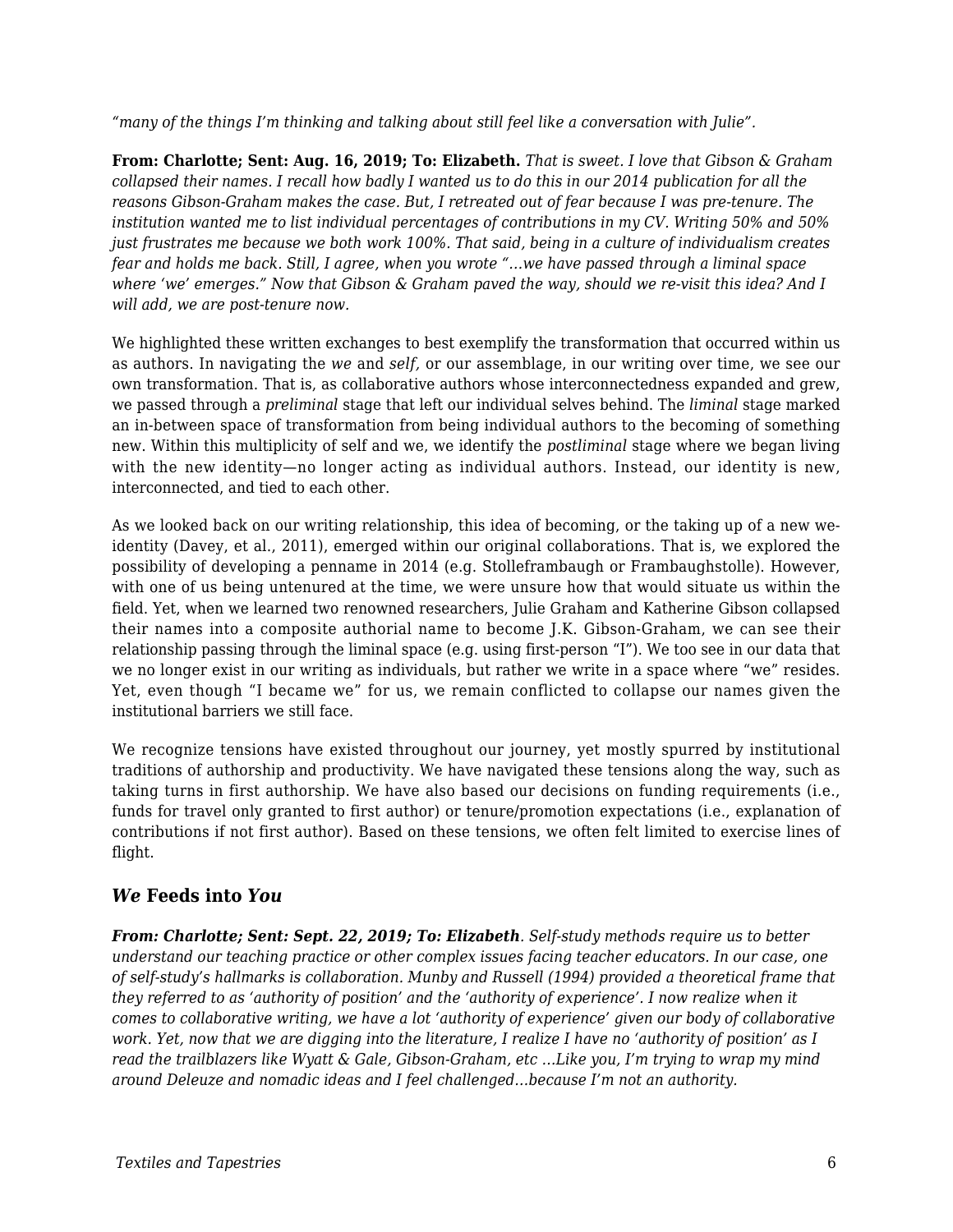*"many of the things I'm thinking and talking about still feel like a conversation with Julie".*

**From: Charlotte; Sent: Aug. 16, 2019; To: Elizabeth.** *That is sweet. I love that Gibson & Graham collapsed their names. I recall how badly I wanted us to do this in our 2014 publication for all the reasons Gibson-Graham makes the case. But, I retreated out of fear because I was pre-tenure. The institution wanted me to list individual percentages of contributions in my CV. Writing 50% and 50% just frustrates me because we both work 100%. That said, being in a culture of individualism creates fear and holds me back. Still, I agree, when you wrote "…we have passed through a liminal space where 'we' emerges." Now that Gibson & Graham paved the way, should we re-visit this idea? And I will add, we are post-tenure now.*

We highlighted these written exchanges to best exemplify the transformation that occurred within us as authors. In navigating the *we* and *self,* or our assemblage, in our writing over time, we see our own transformation. That is, as collaborative authors whose interconnectedness expanded and grew, we passed through a *preliminal* stage that left our individual selves behind. The *liminal* stage marked an in-between space of transformation from being individual authors to the becoming of something new. Within this multiplicity of self and we, we identify the *postliminal* stage where we began living with the new identity—no longer acting as individual authors. Instead, our identity is new, interconnected, and tied to each other.

As we looked back on our writing relationship, this idea of becoming, or the taking up of a new we-identity (Davey, et al., 2011), emerged within our original collaborations. That is, we explored the possibility of developing a penname in 2014 (e.g. Stolleframbaugh or Frambaughstolle). However, with one of us being untenured at the time, we were unsure how that would situate us within the field. Yet, when we learned two renowned researchers, Julie Graham and Katherine Gibson collapsed their names into a composite authorial name to become J.K. Gibson-Graham, we can see their relationship passing through the liminal space (e.g. using first-person "I"). We too see in our data that we no longer exist in our writing as individuals, but rather we write in a space where "we" resides. Yet, even though "I became we" for us, we remain conflicted to collapse our names given the institutional barriers we still face.

We recognize tensions have existed throughout our journey, yet mostly spurred by institutional traditions of authorship and productivity. We have navigated these tensions along the way, such as taking turns in first authorship. We have also based our decisions on funding requirements (i.e., funds for travel only granted to first author) or tenure/promotion expectations (i.e., explanation of contributions if not first author). Based on these tensions, we often felt limited to exercise lines of flight.

## *We* Feeds into *You*

***From: Charlotte; Sent: Sept. 22, 2019; To: Elizabeth****. Self-study methods require us to better understand our teaching practice or other complex issues facing teacher educators. In our case, one of self-study's hallmarks is collaboration. Munby and Russell (1994) provided a theoretical frame that they referred to as 'authority of position' and the 'authority of experience'. I now realize when it comes to collaborative writing, we have a lot 'authority of experience' given our body of collaborative work. Yet, now that we are digging into the literature, I realize I have no 'authority of position' as I read the trailblazers like Wyatt & Gale, Gibson-Graham, etc …Like you, I'm trying to wrap my mind around Deleuze and nomadic ideas and I feel challenged…because I'm not an authority.*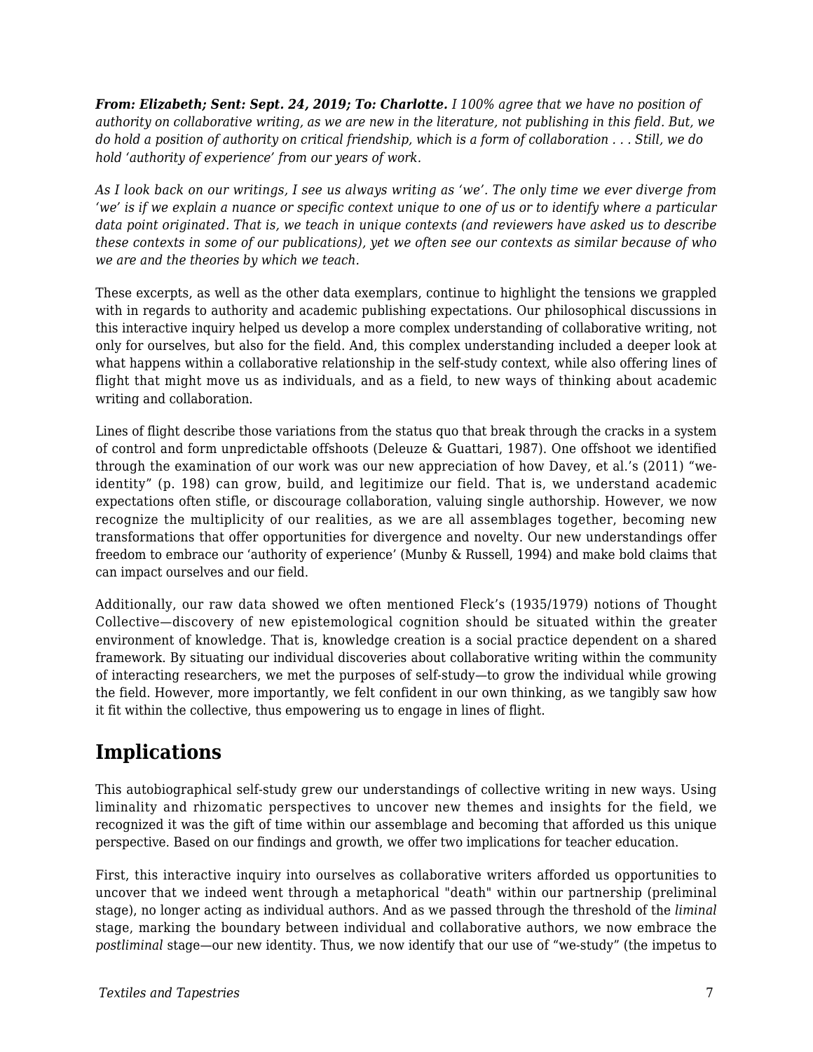***From: Elizabeth; Sent: Sept. 24, 2019; To: Charlotte.*** *I 100% agree that we have no position of authority on collaborative writing, as we are new in the literature, not publishing in this field. But, we do hold a position of authority on critical friendship, which is a form of collaboration . . . Still, we do hold 'authority of experience' from our years of work.*

*As I look back on our writings, I see us always writing as 'we'. The only time we ever diverge from 'we' is if we explain a nuance or specific context unique to one of us or to identify where a particular data point originated. That is, we teach in unique contexts (and reviewers have asked us to describe these contexts in some of our publications), yet we often see our contexts as similar because of who we are and the theories by which we teach.*

These excerpts, as well as the other data exemplars, continue to highlight the tensions we grappled with in regards to authority and academic publishing expectations. Our philosophical discussions in this interactive inquiry helped us develop a more complex understanding of collaborative writing, not only for ourselves, but also for the field. And, this complex understanding included a deeper look at what happens within a collaborative relationship in the self-study context, while also offering lines of flight that might move us as individuals, and as a field, to new ways of thinking about academic writing and collaboration.

Lines of flight describe those variations from the status quo that break through the cracks in a system of control and form unpredictable offshoots (Deleuze & Guattari, 1987). One offshoot we identified through the examination of our work was our new appreciation of how Davey, et al.'s (2011) "we-identity" (p. 198) can grow, build, and legitimize our field. That is, we understand academic expectations often stifle, or discourage collaboration, valuing single authorship. However, we now recognize the multiplicity of our realities, as we are all assemblages together, becoming new transformations that offer opportunities for divergence and novelty. Our new understandings offer freedom to embrace our 'authority of experience' (Munby & Russell, 1994) and make bold claims that can impact ourselves and our field.

Additionally, our raw data showed we often mentioned Fleck's (1935/1979) notions of Thought Collective—discovery of new epistemological cognition should be situated within the greater environment of knowledge. That is, knowledge creation is a social practice dependent on a shared framework. By situating our individual discoveries about collaborative writing within the community of interacting researchers, we met the purposes of self-study—to grow the individual while growing the field. However, more importantly, we felt confident in our own thinking, as we tangibly saw how it fit within the collective, thus empowering us to engage in lines of flight.

## Implications

This autobiographical self-study grew our understandings of collective writing in new ways. Using liminality and rhizomatic perspectives to uncover new themes and insights for the field, we recognized it was the gift of time within our assemblage and becoming that afforded us this unique perspective. Based on our findings and growth, we offer two implications for teacher education.

First, this interactive inquiry into ourselves as collaborative writers afforded us opportunities to uncover that we indeed went through a metaphorical "death" within our partnership (preliminal stage), no longer acting as individual authors. And as we passed through the threshold of the *liminal* stage, marking the boundary between individual and collaborative authors, we now embrace the *postliminal* stage—our new identity. Thus, we now identify that our use of "we-study" (the impetus to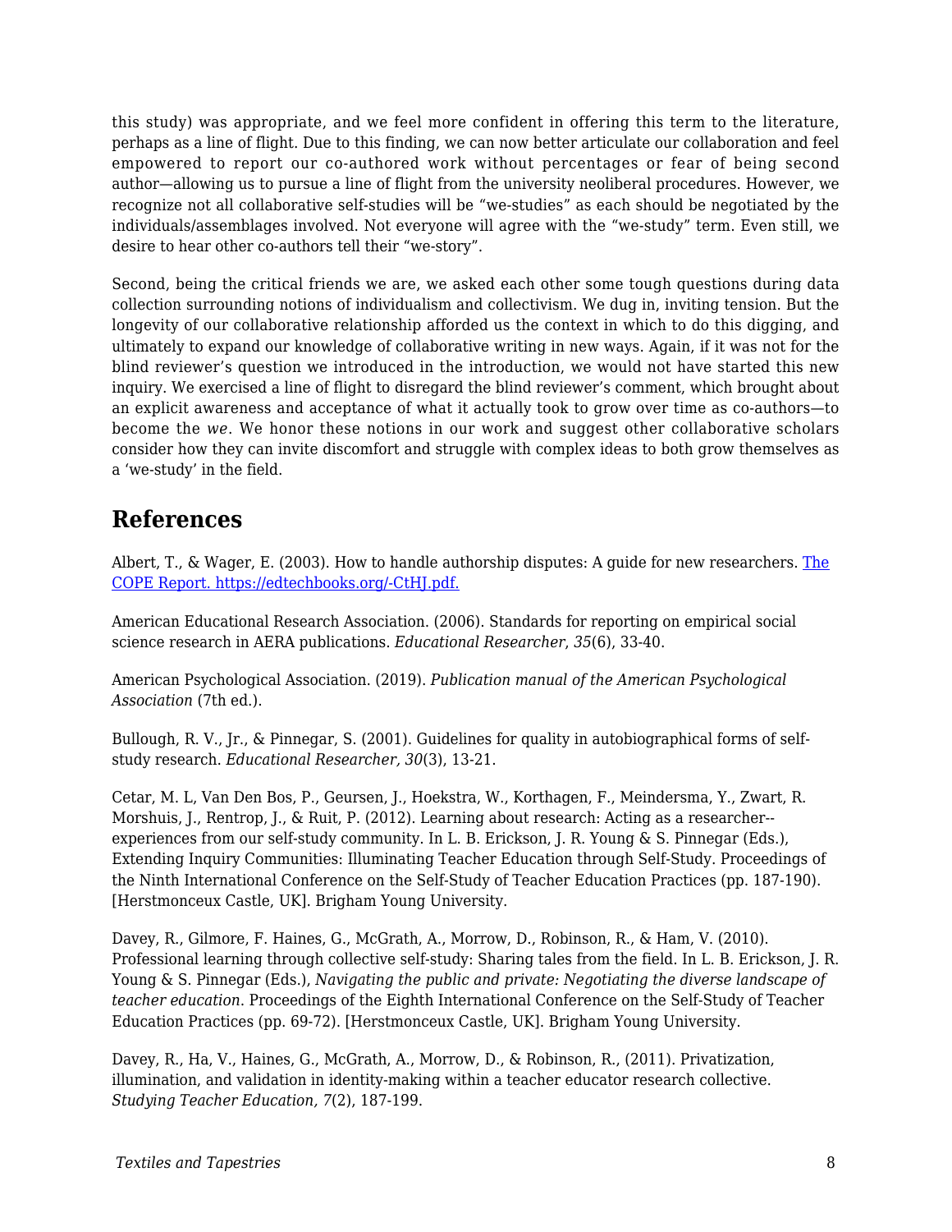this study) was appropriate, and we feel more confident in offering this term to the literature, perhaps as a line of flight. Due to this finding, we can now better articulate our collaboration and feel empowered to report our co-authored work without percentages or fear of being second author—allowing us to pursue a line of flight from the university neoliberal procedures. However, we recognize not all collaborative self-studies will be “we-studies” as each should be negotiated by the individuals/assemblages involved. Not everyone will agree with the “we-study” term. Even still, we desire to hear other co-authors tell their “we-story”.

Second, being the critical friends we are, we asked each other some tough questions during data collection surrounding notions of individualism and collectivism. We dug in, inviting tension. But the longevity of our collaborative relationship afforded us the context in which to do this digging, and ultimately to expand our knowledge of collaborative writing in new ways. Again, if it was not for the blind reviewer’s question we introduced in the introduction, we would not have started this new inquiry. We exercised a line of flight to disregard the blind reviewer’s comment, which brought about an explicit awareness and acceptance of what it actually took to grow over time as co-authors—to become the *we*. We honor these notions in our work and suggest other collaborative scholars consider how they can invite discomfort and struggle with complex ideas to both grow themselves as a ‘we-study’ in the field.

## References

Albert, T., & Wager, E. (2003). How to handle authorship disputes: A guide for new researchers. [The COPE Report. https://edtechbooks.org/-CtHJ.pdf.](https://edtechbooks.org/-CtHJ.pdf)

American Educational Research Association. (2006). Standards for reporting on empirical social science research in AERA publications. *Educational Researcher*, *35*(6), 33-40.

American Psychological Association. (2019). *Publication manual of the American Psychological Association* (7th ed.).

Bullough, R. V., Jr., & Pinnegar, S. (2001). Guidelines for quality in autobiographical forms of self-study research. *Educational Researcher, 30*(3), 13-21.

Cetar, M. L, Van Den Bos, P., Geursen, J., Hoekstra, W., Korthagen, F., Meindersma, Y., Zwart, R. Morshuis, J., Rentrop, J., & Ruit, P. (2012). Learning about research: Acting as a researcher--experiences from our self-study community. In L. B. Erickson, J. R. Young & S. Pinnegar (Eds.), Extending Inquiry Communities: Illuminating Teacher Education through Self-Study. Proceedings of the Ninth International Conference on the Self-Study of Teacher Education Practices (pp. 187-190). [Herstmonceux Castle, UK]. Brigham Young University.

Davey, R., Gilmore, F. Haines, G., McGrath, A., Morrow, D., Robinson, R., & Ham, V. (2010). Professional learning through collective self-study: Sharing tales from the field. In L. B. Erickson, J. R. Young & S. Pinnegar (Eds.), *Navigating the public and private: Negotiating the diverse landscape of teacher education.* Proceedings of the Eighth International Conference on the Self-Study of Teacher Education Practices (pp. 69-72). [Herstmonceux Castle, UK]. Brigham Young University.

Davey, R., Ha, V., Haines, G., McGrath, A., Morrow, D., & Robinson, R., (2011). Privatization, illumination, and validation in identity-making within a teacher educator research collective. *Studying Teacher Education, 7*(2), 187-199.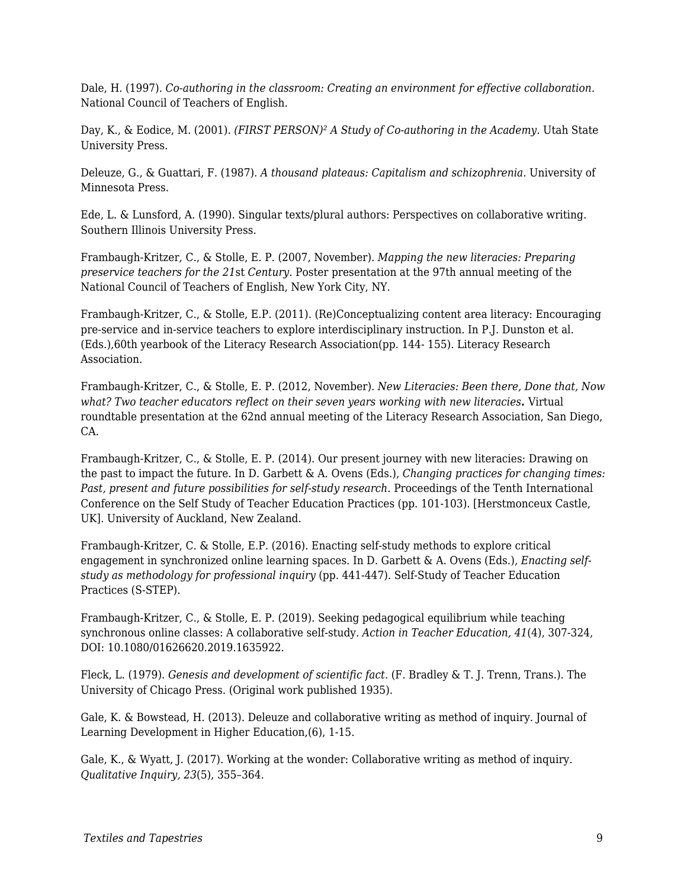Dale, H. (1997). *Co-authoring in the classroom: Creating an environment for effective collaboration.* National Council of Teachers of English.

Day, K., & Eodice, M. (2001). *(FIRST PERSON)² A Study of Co-authoring in the Academy*. Utah State University Press.

Deleuze, G., & Guattari, F. (1987). *A thousand plateaus: Capitalism and schizophrenia*. University of Minnesota Press.

Ede, L. & Lunsford, A. (1990). Singular texts/plural authors: Perspectives on collaborative writing. Southern Illinois University Press.

Frambaugh-Kritzer, C., & Stolle, E. P. (2007, November). *Mapping the new literacies: Preparing preservice teachers for the 21*st *Century.* Poster presentation at the 97th annual meeting of the National Council of Teachers of English, New York City, NY.

Frambaugh-Kritzer, C., & Stolle, E.P. (2011). (Re)Conceptualizing content area literacy: Encouraging pre-service and in-service teachers to explore interdisciplinary instruction. In P.J. Dunston et al. (Eds.),60th yearbook of the Literacy Research Association(pp. 144- 155). Literacy Research Association.

Frambaugh-Kritzer, C., & Stolle, E. P. (2012, November). *New Literacies: Been there, Done that, Now what? Two teacher educators reflect on their seven years working with new literacies***.** Virtual roundtable presentation at the 62nd annual meeting of the Literacy Research Association, San Diego, CA.

Frambaugh-Kritzer, C., & Stolle, E. P. (2014). Our present journey with new literacies: Drawing on the past to impact the future. In D. Garbett & A. Ovens (Eds.), *Changing practices for changing times: Past, present and future possibilities for self-study research*. Proceedings of the Tenth International Conference on the Self Study of Teacher Education Practices (pp. 101-103). [Herstmonceux Castle, UK]. University of Auckland, New Zealand.

Frambaugh-Kritzer, C. & Stolle, E.P. (2016). Enacting self-study methods to explore critical engagement in synchronized online learning spaces. In D. Garbett & A. Ovens (Eds.), *Enacting self-study as methodology for professional inquiry* (pp. 441-447). Self-Study of Teacher Education Practices (S-STEP).

Frambaugh-Kritzer, C., & Stolle, E. P. (2019). Seeking pedagogical equilibrium while teaching synchronous online classes: A collaborative self-study. *Action in Teacher Education, 41*(4), 307-324, DOI: 10.1080/01626620.2019.1635922.

Fleck, L. (1979). *Genesis and development of scientific fact.* (F. Bradley & T. J. Trenn, Trans.). The University of Chicago Press. (Original work published 1935).

Gale, K. & Bowstead, H. (2013). Deleuze and collaborative writing as method of inquiry. Journal of Learning Development in Higher Education,(6), 1-15.

Gale, K., & Wyatt, J. (2017). Working at the wonder: Collaborative writing as method of inquiry. *Qualitative Inquiry, 23*(5), 355–364.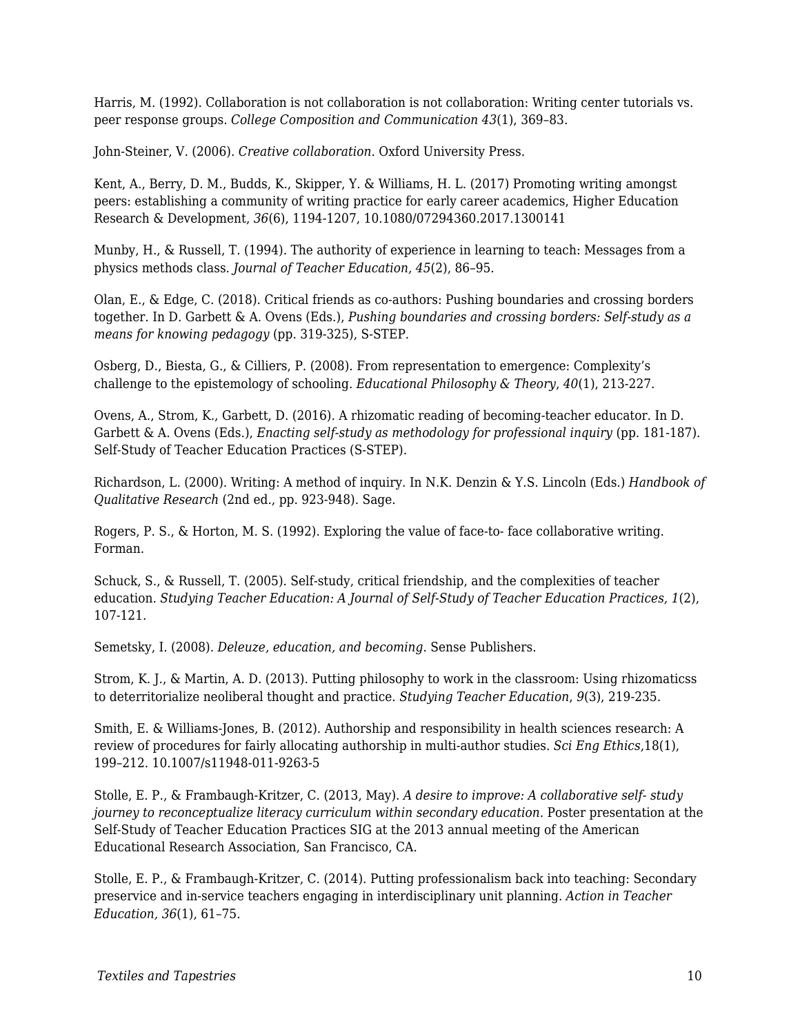Harris, M. (1992). Collaboration is not collaboration is not collaboration: Writing center tutorials vs. peer response groups. *College Composition and Communication 43*(1), 369–83.

John-Steiner, V. (2006). *Creative collaboration*. Oxford University Press.

Kent, A., Berry, D. M., Budds, K., Skipper, Y. & Williams, H. L. (2017) Promoting writing amongst peers: establishing a community of writing practice for early career academics, Higher Education Research & Development, *36*(6), 1194-1207, 10.1080/07294360.2017.1300141

Munby, H., & Russell, T. (1994). The authority of experience in learning to teach: Messages from a physics methods class. *Journal of Teacher Education, 45*(2), 86–95.

Olan, E., & Edge, C. (2018). Critical friends as co-authors: Pushing boundaries and crossing borders together. In D. Garbett & A. Ovens (Eds.), *Pushing boundaries and crossing borders: Self-study as a means for knowing pedagogy* (pp. 319-325), S-STEP.

Osberg, D., Biesta, G., & Cilliers, P. (2008). From representation to emergence: Complexity's challenge to the epistemology of schooling. *Educational Philosophy & Theory*, *40*(1), 213-227.

Ovens, A., Strom, K., Garbett, D. (2016). A rhizomatic reading of becoming-teacher educator. In D. Garbett & A. Ovens (Eds.), *Enacting self-study as methodology for professional inquiry* (pp. 181-187). Self-Study of Teacher Education Practices (S-STEP).

Richardson, L. (2000). Writing: A method of inquiry. In N.K. Denzin & Y.S. Lincoln (Eds.) *Handbook of Qualitative Research* (2nd ed., pp. 923-948). Sage.

Rogers, P. S., & Horton, M. S. (1992). Exploring the value of face-to- face collaborative writing. Forman.

Schuck, S., & Russell, T. (2005). Self-study, critical friendship, and the complexities of teacher education. *Studying Teacher Education: A Journal of Self-Study of Teacher Education Practices, 1*(2), 107-121.

Semetsky, I. (2008). *Deleuze, education, and becoming*. Sense Publishers.

Strom, K. J., & Martin, A. D. (2013). Putting philosophy to work in the classroom: Using rhizomaticss to deterritorialize neoliberal thought and practice. *Studying Teacher Education*, *9*(3), 219-235.

Smith, E. & Williams-Jones, B. (2012). Authorship and responsibility in health sciences research: A review of procedures for fairly allocating authorship in multi-author studies. *Sci Eng Ethics*,18(1), 199–212. 10.1007/s11948-011-9263-5

Stolle, E. P., & Frambaugh-Kritzer, C. (2013, May). *A desire to improve: A collaborative self- study journey to reconceptualize literacy curriculum within secondary education.* Poster presentation at the Self-Study of Teacher Education Practices SIG at the 2013 annual meeting of the American Educational Research Association, San Francisco, CA.

Stolle, E. P., & Frambaugh-Kritzer, C. (2014). Putting professionalism back into teaching: Secondary preservice and in-service teachers engaging in interdisciplinary unit planning. *Action in Teacher Education, 36*(1), 61–75.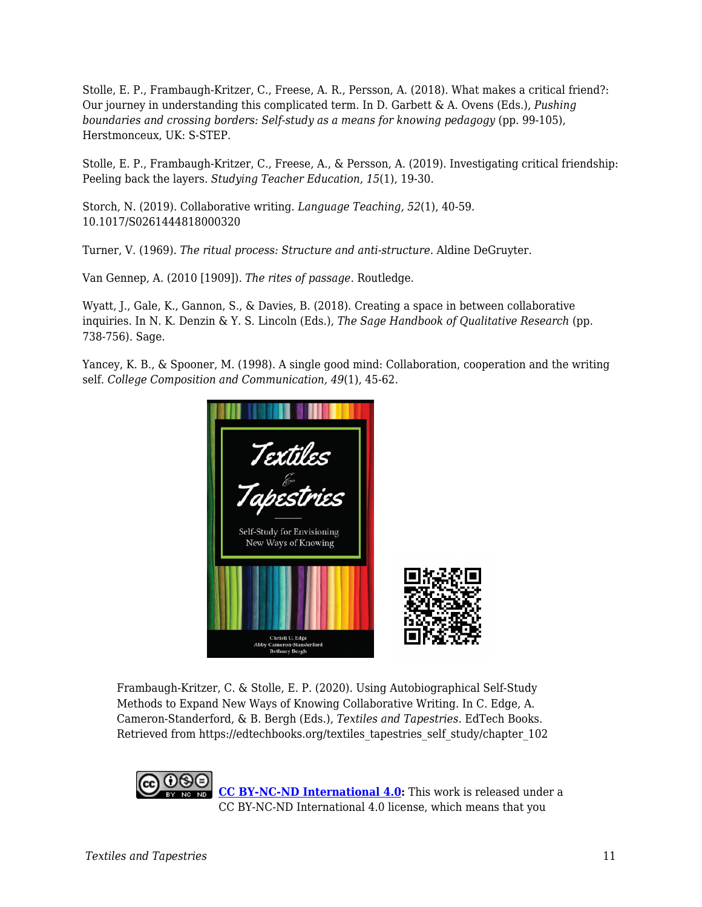Stolle, E. P., Frambaugh-Kritzer, C., Freese, A. R., Persson, A. (2018). What makes a critical friend?: Our journey in understanding this complicated term. In D. Garbett & A. Ovens (Eds.), *Pushing boundaries and crossing borders: Self-study as a means for knowing pedagogy* (pp. 99-105), Herstmonceux, UK: S-STEP.

Stolle, E. P., Frambaugh-Kritzer, C., Freese, A., & Persson, A. (2019). Investigating critical friendship: Peeling back the layers. *Studying Teacher Education, 15*(1), 19-30.

Storch, N. (2019). Collaborative writing. *Language Teaching, 52*(1), 40-59. 10.1017/S0261444818000320

Turner, V. (1969). *The ritual process: Structure and anti-structure*. Aldine DeGruyter.

Van Gennep, A. (2010 [1909]). *The rites of passage*. Routledge.

Wyatt, J., Gale, K., Gannon, S., & Davies, B. (2018). Creating a space in between collaborative inquiries. In N. K. Denzin & Y. S. Lincoln (Eds.), *The Sage Handbook of Qualitative Research* (pp. 738-756). Sage.

Yancey, K. B., & Spooner, M. (1998). A single good mind: Collaboration, cooperation and the writing self. *College Composition and Communication, 49*(1), 45-62.

Frambaugh-Kritzer, C. & Stolle, E. P. (2020). Using Autobiographical Self-Study Methods to Expand New Ways of Knowing Collaborative Writing. In C. Edge, A. Cameron-Standerford, & B. Bergh (Eds.), *Textiles and Tapestries*. EdTech Books. Retrieved from https://edtechbooks.org/textiles_tapestries_self_study/chapter_102

**[CC BY-NC-ND International 4.0](https://creativecommons.org/licenses/by-nc-nd/4.0/):** This work is released under a CC BY-NC-ND International 4.0 license, which means that you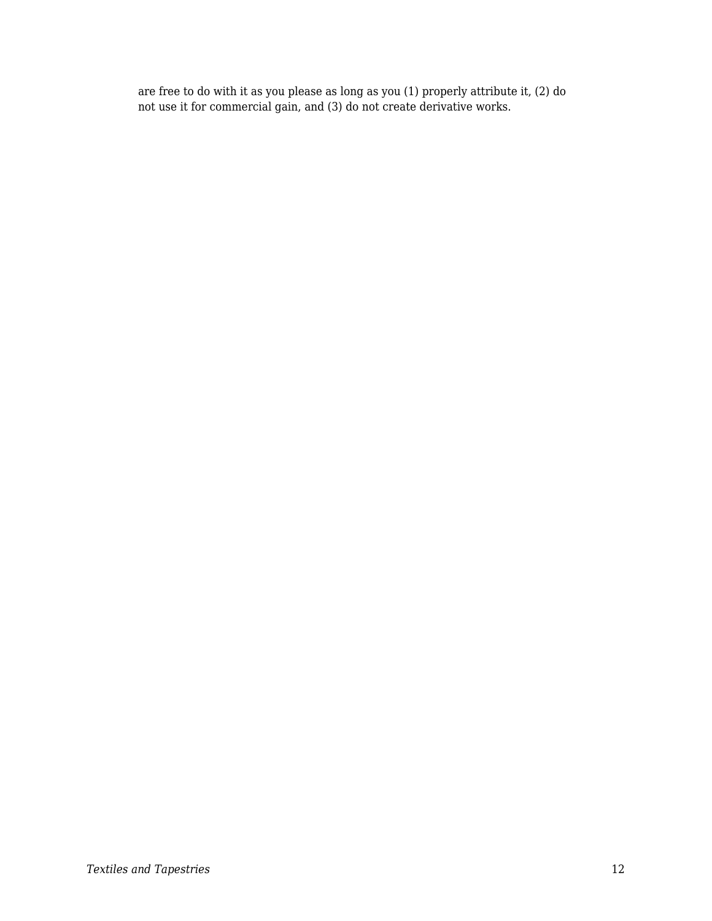are free to do with it as you please as long as you (1) properly attribute it, (2) do not use it for commercial gain, and (3) do not create derivative works.